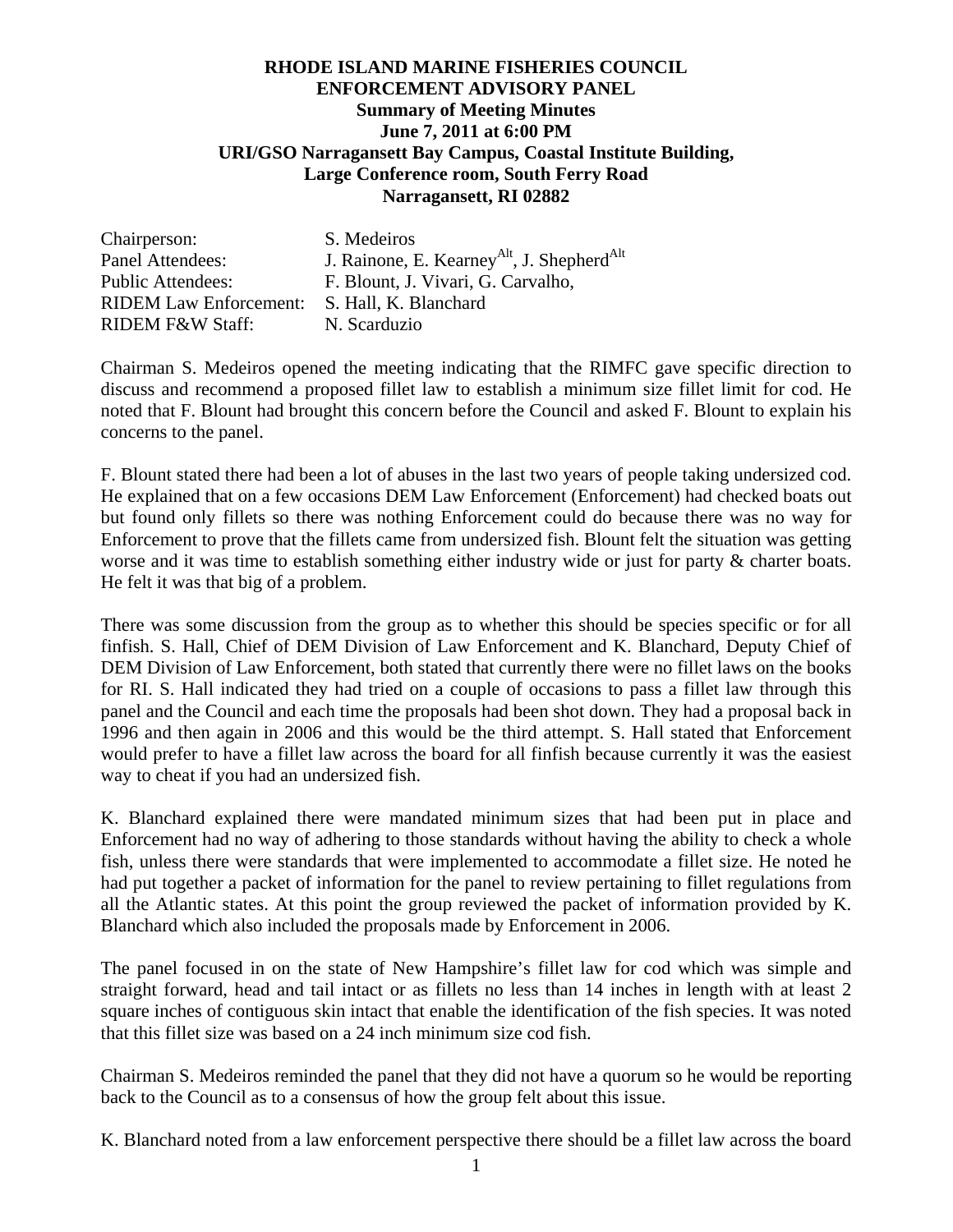**RHODE ISLAND MARINE FISHERIES COUNCIL**
**ENFORCEMENT ADVISORY PANEL**
**Summary of Meeting Minutes**
**June 7, 2011 at 6:00 PM**
**URI/GSO Narragansett Bay Campus, Coastal Institute Building,**
**Large Conference room, South Ferry Road**
**Narragansett, RI 02882**

Chairperson: S. Medeiros
Panel Attendees: J. Rainone, E. Kearney[Alt], J. Shepherd[Alt]
Public Attendees: F. Blount, J. Vivari, G. Carvalho,
RIDEM Law Enforcement: S. Hall, K. Blanchard
RIDEM F&W Staff: N. Scarduzio

Chairman S. Medeiros opened the meeting indicating that the RIMFC gave specific direction to discuss and recommend a proposed fillet law to establish a minimum size fillet limit for cod. He noted that F. Blount had brought this concern before the Council and asked F. Blount to explain his concerns to the panel.

F. Blount stated there had been a lot of abuses in the last two years of people taking undersized cod. He explained that on a few occasions DEM Law Enforcement (Enforcement) had checked boats out but found only fillets so there was nothing Enforcement could do because there was no way for Enforcement to prove that the fillets came from undersized fish. Blount felt the situation was getting worse and it was time to establish something either industry wide or just for party & charter boats. He felt it was that big of a problem.

There was some discussion from the group as to whether this should be species specific or for all finfish. S. Hall, Chief of DEM Division of Law Enforcement and K. Blanchard, Deputy Chief of DEM Division of Law Enforcement, both stated that currently there were no fillet laws on the books for RI. S. Hall indicated they had tried on a couple of occasions to pass a fillet law through this panel and the Council and each time the proposals had been shot down. They had a proposal back in 1996 and then again in 2006 and this would be the third attempt. S. Hall stated that Enforcement would prefer to have a fillet law across the board for all finfish because currently it was the easiest way to cheat if you had an undersized fish.

K. Blanchard explained there were mandated minimum sizes that had been put in place and Enforcement had no way of adhering to those standards without having the ability to check a whole fish, unless there were standards that were implemented to accommodate a fillet size. He noted he had put together a packet of information for the panel to review pertaining to fillet regulations from all the Atlantic states. At this point the group reviewed the packet of information provided by K. Blanchard which also included the proposals made by Enforcement in 2006.

The panel focused in on the state of New Hampshire's fillet law for cod which was simple and straight forward, head and tail intact or as fillets no less than 14 inches in length with at least 2 square inches of contiguous skin intact that enable the identification of the fish species. It was noted that this fillet size was based on a 24 inch minimum size cod fish.

Chairman S. Medeiros reminded the panel that they did not have a quorum so he would be reporting back to the Council as to a consensus of how the group felt about this issue.

K. Blanchard noted from a law enforcement perspective there should be a fillet law across the board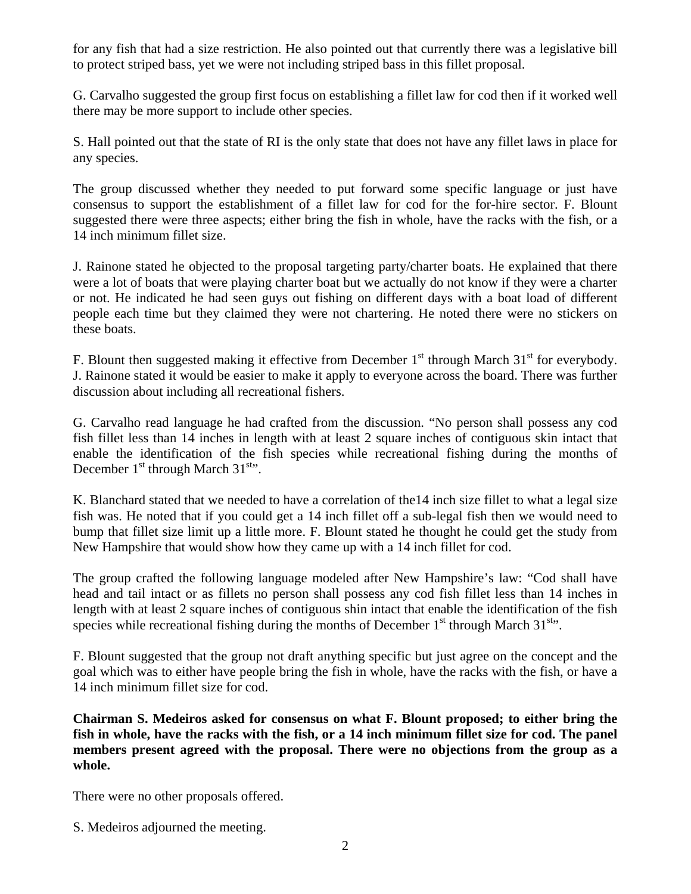for any fish that had a size restriction. He also pointed out that currently there was a legislative bill to protect striped bass, yet we were not including striped bass in this fillet proposal.

G. Carvalho suggested the group first focus on establishing a fillet law for cod then if it worked well there may be more support to include other species.

S. Hall pointed out that the state of RI is the only state that does not have any fillet laws in place for any species.

The group discussed whether they needed to put forward some specific language or just have consensus to support the establishment of a fillet law for cod for the for-hire sector. F. Blount suggested there were three aspects; either bring the fish in whole, have the racks with the fish, or a 14 inch minimum fillet size.

J. Rainone stated he objected to the proposal targeting party/charter boats. He explained that there were a lot of boats that were playing charter boat but we actually do not know if they were a charter or not. He indicated he had seen guys out fishing on different days with a boat load of different people each time but they claimed they were not chartering. He noted there were no stickers on these boats.

F. Blount then suggested making it effective from December 1st through March 31st for everybody. J. Rainone stated it would be easier to make it apply to everyone across the board. There was further discussion about including all recreational fishers.

G. Carvalho read language he had crafted from the discussion. "No person shall possess any cod fish fillet less than 14 inches in length with at least 2 square inches of contiguous skin intact that enable the identification of the fish species while recreational fishing during the months of December 1st through March 31st".

K. Blanchard stated that we needed to have a correlation of the14 inch size fillet to what a legal size fish was. He noted that if you could get a 14 inch fillet off a sub-legal fish then we would need to bump that fillet size limit up a little more. F. Blount stated he thought he could get the study from New Hampshire that would show how they came up with a 14 inch fillet for cod.

The group crafted the following language modeled after New Hampshire's law: "Cod shall have head and tail intact or as fillets no person shall possess any cod fish fillet less than 14 inches in length with at least 2 square inches of contiguous shin intact that enable the identification of the fish species while recreational fishing during the months of December 1st through March 31st".

F. Blount suggested that the group not draft anything specific but just agree on the concept and the goal which was to either have people bring the fish in whole, have the racks with the fish, or have a 14 inch minimum fillet size for cod.

**Chairman S. Medeiros asked for consensus on what F. Blount proposed; to either bring the fish in whole, have the racks with the fish, or a 14 inch minimum fillet size for cod. The panel members present agreed with the proposal. There were no objections from the group as a whole.**

There were no other proposals offered.

S. Medeiros adjourned the meeting.